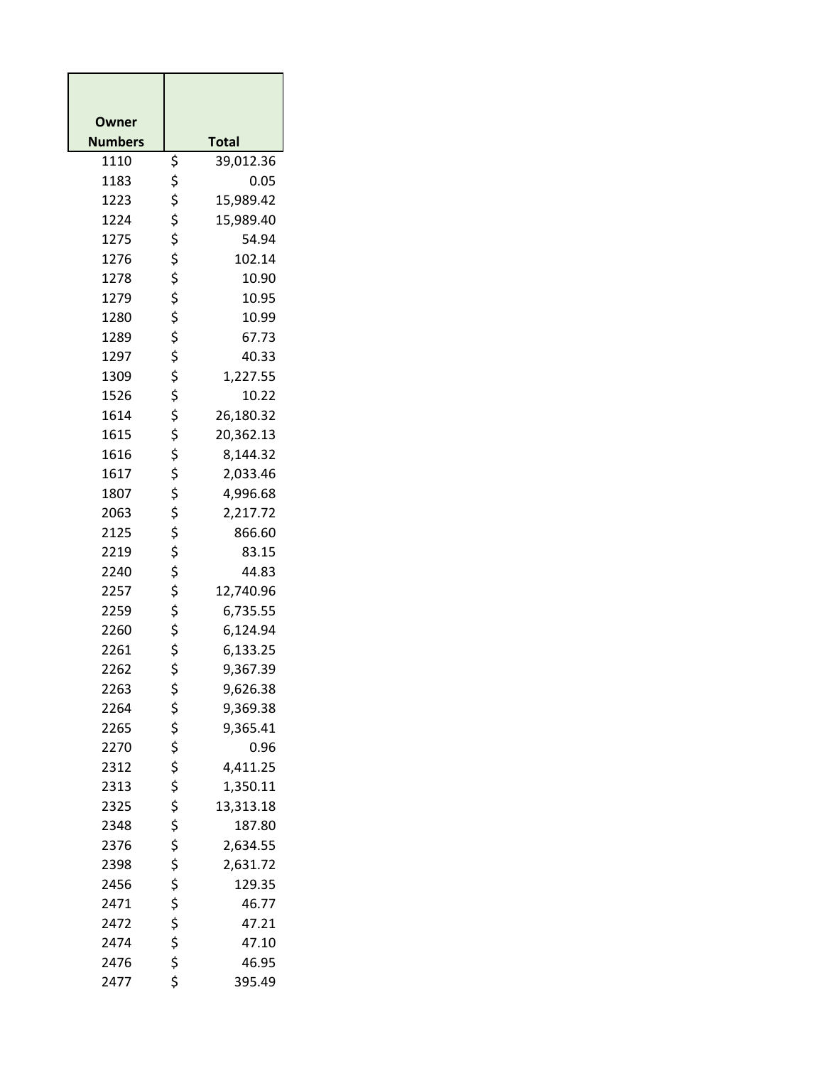| Owner Numbers | Total |
|---|---|
| 1110 | $ 39,012.36 |
| 1183 | $ 0.05 |
| 1223 | $ 15,989.42 |
| 1224 | $ 15,989.40 |
| 1275 | $ 54.94 |
| 1276 | $ 102.14 |
| 1278 | $ 10.90 |
| 1279 | $ 10.95 |
| 1280 | $ 10.99 |
| 1289 | $ 67.73 |
| 1297 | $ 40.33 |
| 1309 | $ 1,227.55 |
| 1526 | $ 10.22 |
| 1614 | $ 26,180.32 |
| 1615 | $ 20,362.13 |
| 1616 | $ 8,144.32 |
| 1617 | $ 2,033.46 |
| 1807 | $ 4,996.68 |
| 2063 | $ 2,217.72 |
| 2125 | $ 866.60 |
| 2219 | $ 83.15 |
| 2240 | $ 44.83 |
| 2257 | $ 12,740.96 |
| 2259 | $ 6,735.55 |
| 2260 | $ 6,124.94 |
| 2261 | $ 6,133.25 |
| 2262 | $ 9,367.39 |
| 2263 | $ 9,626.38 |
| 2264 | $ 9,369.38 |
| 2265 | $ 9,365.41 |
| 2270 | $ 0.96 |
| 2312 | $ 4,411.25 |
| 2313 | $ 1,350.11 |
| 2325 | $ 13,313.18 |
| 2348 | $ 187.80 |
| 2376 | $ 2,634.55 |
| 2398 | $ 2,631.72 |
| 2456 | $ 129.35 |
| 2471 | $ 46.77 |
| 2472 | $ 47.21 |
| 2474 | $ 47.10 |
| 2476 | $ 46.95 |
| 2477 | $ 395.49 |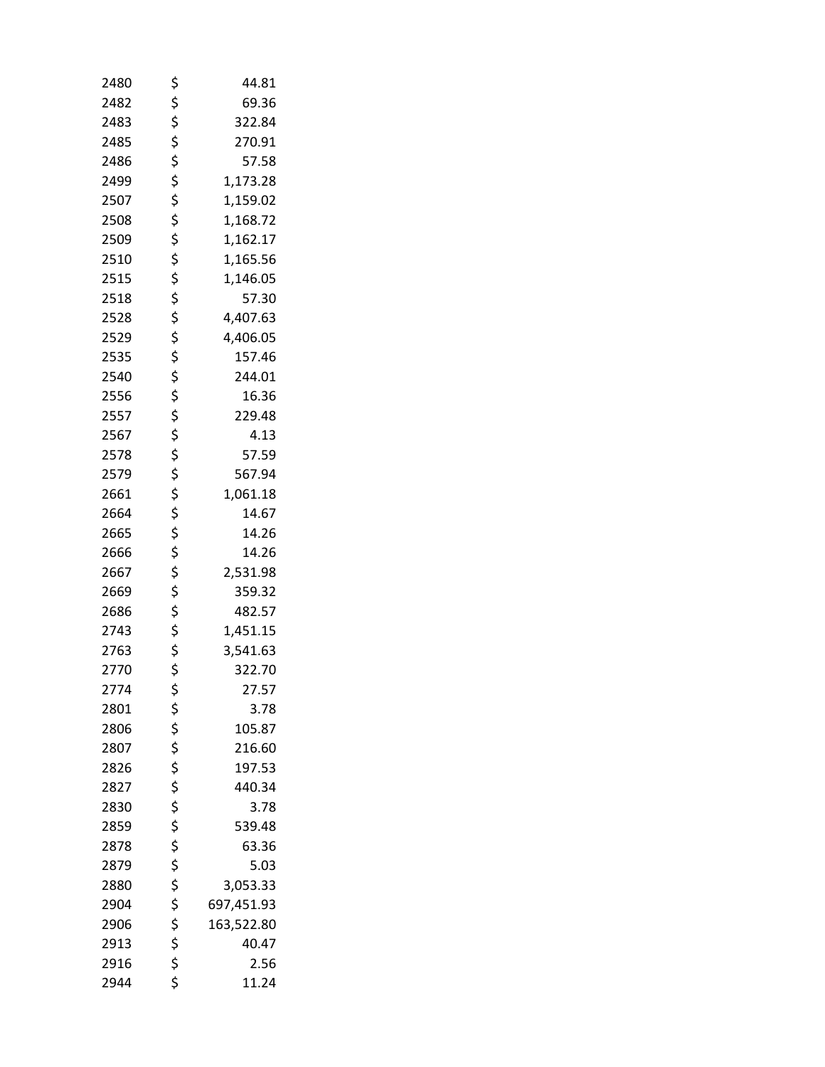| | | |
|---|---|---|
| 2480 | $ | 44.81 |
| 2482 | $ | 69.36 |
| 2483 | $ | 322.84 |
| 2485 | $ | 270.91 |
| 2486 | $ | 57.58 |
| 2499 | $ | 1,173.28 |
| 2507 | $ | 1,159.02 |
| 2508 | $ | 1,168.72 |
| 2509 | $ | 1,162.17 |
| 2510 | $ | 1,165.56 |
| 2515 | $ | 1,146.05 |
| 2518 | $ | 57.30 |
| 2528 | $ | 4,407.63 |
| 2529 | $ | 4,406.05 |
| 2535 | $ | 157.46 |
| 2540 | $ | 244.01 |
| 2556 | $ | 16.36 |
| 2557 | $ | 229.48 |
| 2567 | $ | 4.13 |
| 2578 | $ | 57.59 |
| 2579 | $ | 567.94 |
| 2661 | $ | 1,061.18 |
| 2664 | $ | 14.67 |
| 2665 | $ | 14.26 |
| 2666 | $ | 14.26 |
| 2667 | $ | 2,531.98 |
| 2669 | $ | 359.32 |
| 2686 | $ | 482.57 |
| 2743 | $ | 1,451.15 |
| 2763 | $ | 3,541.63 |
| 2770 | $ | 322.70 |
| 2774 | $ | 27.57 |
| 2801 | $ | 3.78 |
| 2806 | $ | 105.87 |
| 2807 | $ | 216.60 |
| 2826 | $ | 197.53 |
| 2827 | $ | 440.34 |
| 2830 | $ | 3.78 |
| 2859 | $ | 539.48 |
| 2878 | $ | 63.36 |
| 2879 | $ | 5.03 |
| 2880 | $ | 3,053.33 |
| 2904 | $ | 697,451.93 |
| 2906 | $ | 163,522.80 |
| 2913 | $ | 40.47 |
| 2916 | $ | 2.56 |
| 2944 | $ | 11.24 |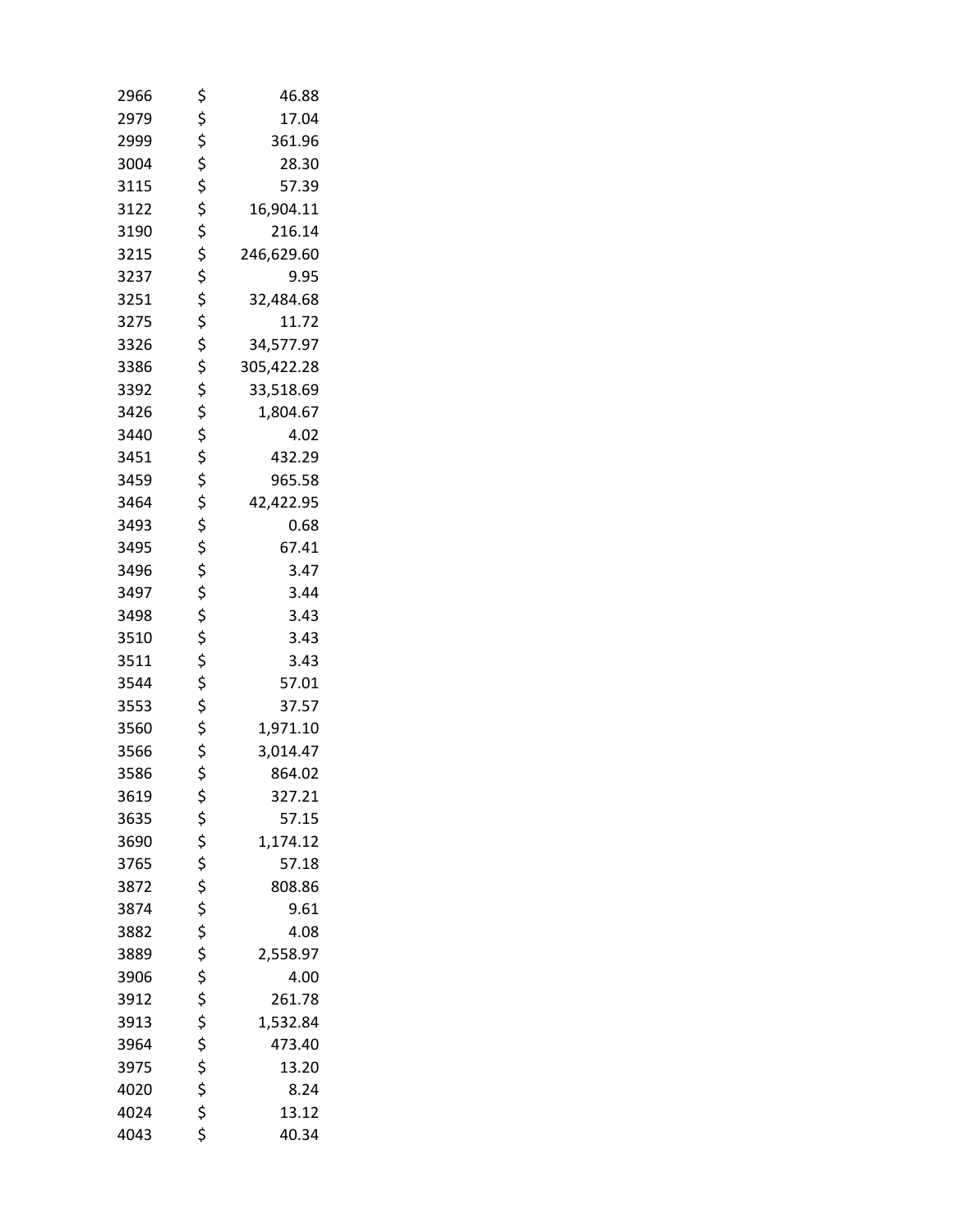| | | |
|---|---|---|
| 2966 | $ | 46.88 |
| 2979 | $ | 17.04 |
| 2999 | $ | 361.96 |
| 3004 | $ | 28.30 |
| 3115 | $ | 57.39 |
| 3122 | $ | 16,904.11 |
| 3190 | $ | 216.14 |
| 3215 | $ | 246,629.60 |
| 3237 | $ | 9.95 |
| 3251 | $ | 32,484.68 |
| 3275 | $ | 11.72 |
| 3326 | $ | 34,577.97 |
| 3386 | $ | 305,422.28 |
| 3392 | $ | 33,518.69 |
| 3426 | $ | 1,804.67 |
| 3440 | $ | 4.02 |
| 3451 | $ | 432.29 |
| 3459 | $ | 965.58 |
| 3464 | $ | 42,422.95 |
| 3493 | $ | 0.68 |
| 3495 | $ | 67.41 |
| 3496 | $ | 3.47 |
| 3497 | $ | 3.44 |
| 3498 | $ | 3.43 |
| 3510 | $ | 3.43 |
| 3511 | $ | 3.43 |
| 3544 | $ | 57.01 |
| 3553 | $ | 37.57 |
| 3560 | $ | 1,971.10 |
| 3566 | $ | 3,014.47 |
| 3586 | $ | 864.02 |
| 3619 | $ | 327.21 |
| 3635 | $ | 57.15 |
| 3690 | $ | 1,174.12 |
| 3765 | $ | 57.18 |
| 3872 | $ | 808.86 |
| 3874 | $ | 9.61 |
| 3882 | $ | 4.08 |
| 3889 | $ | 2,558.97 |
| 3906 | $ | 4.00 |
| 3912 | $ | 261.78 |
| 3913 | $ | 1,532.84 |
| 3964 | $ | 473.40 |
| 3975 | $ | 13.20 |
| 4020 | $ | 8.24 |
| 4024 | $ | 13.12 |
| 4043 | $ | 40.34 |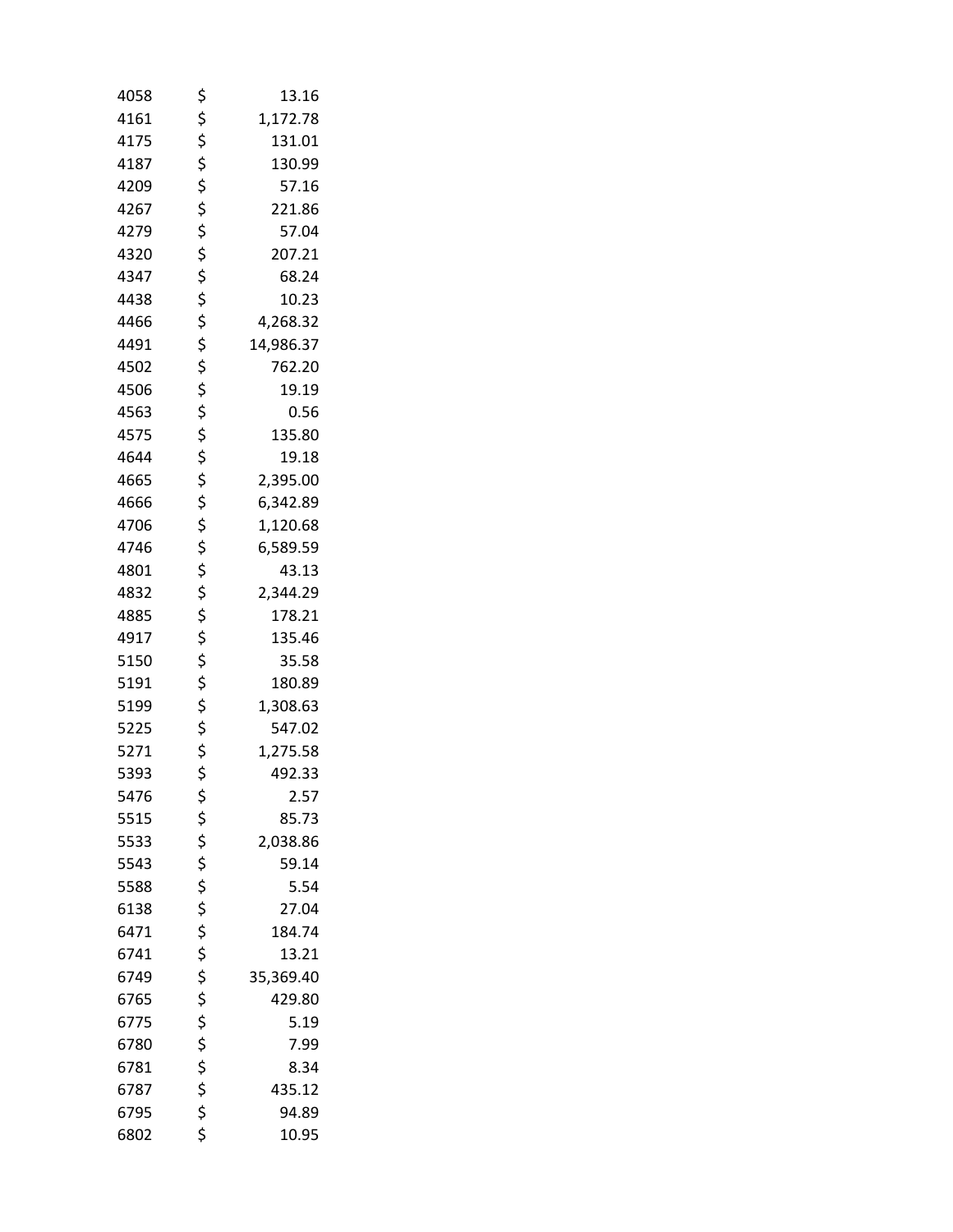| | | |
|---|---|---|
| 4058 | $ | 13.16 |
| 4161 | $ | 1,172.78 |
| 4175 | $ | 131.01 |
| 4187 | $ | 130.99 |
| 4209 | $ | 57.16 |
| 4267 | $ | 221.86 |
| 4279 | $ | 57.04 |
| 4320 | $ | 207.21 |
| 4347 | $ | 68.24 |
| 4438 | $ | 10.23 |
| 4466 | $ | 4,268.32 |
| 4491 | $ | 14,986.37 |
| 4502 | $ | 762.20 |
| 4506 | $ | 19.19 |
| 4563 | $ | 0.56 |
| 4575 | $ | 135.80 |
| 4644 | $ | 19.18 |
| 4665 | $ | 2,395.00 |
| 4666 | $ | 6,342.89 |
| 4706 | $ | 1,120.68 |
| 4746 | $ | 6,589.59 |
| 4801 | $ | 43.13 |
| 4832 | $ | 2,344.29 |
| 4885 | $ | 178.21 |
| 4917 | $ | 135.46 |
| 5150 | $ | 35.58 |
| 5191 | $ | 180.89 |
| 5199 | $ | 1,308.63 |
| 5225 | $ | 547.02 |
| 5271 | $ | 1,275.58 |
| 5393 | $ | 492.33 |
| 5476 | $ | 2.57 |
| 5515 | $ | 85.73 |
| 5533 | $ | 2,038.86 |
| 5543 | $ | 59.14 |
| 5588 | $ | 5.54 |
| 6138 | $ | 27.04 |
| 6471 | $ | 184.74 |
| 6741 | $ | 13.21 |
| 6749 | $ | 35,369.40 |
| 6765 | $ | 429.80 |
| 6775 | $ | 5.19 |
| 6780 | $ | 7.99 |
| 6781 | $ | 8.34 |
| 6787 | $ | 435.12 |
| 6795 | $ | 94.89 |
| 6802 | $ | 10.95 |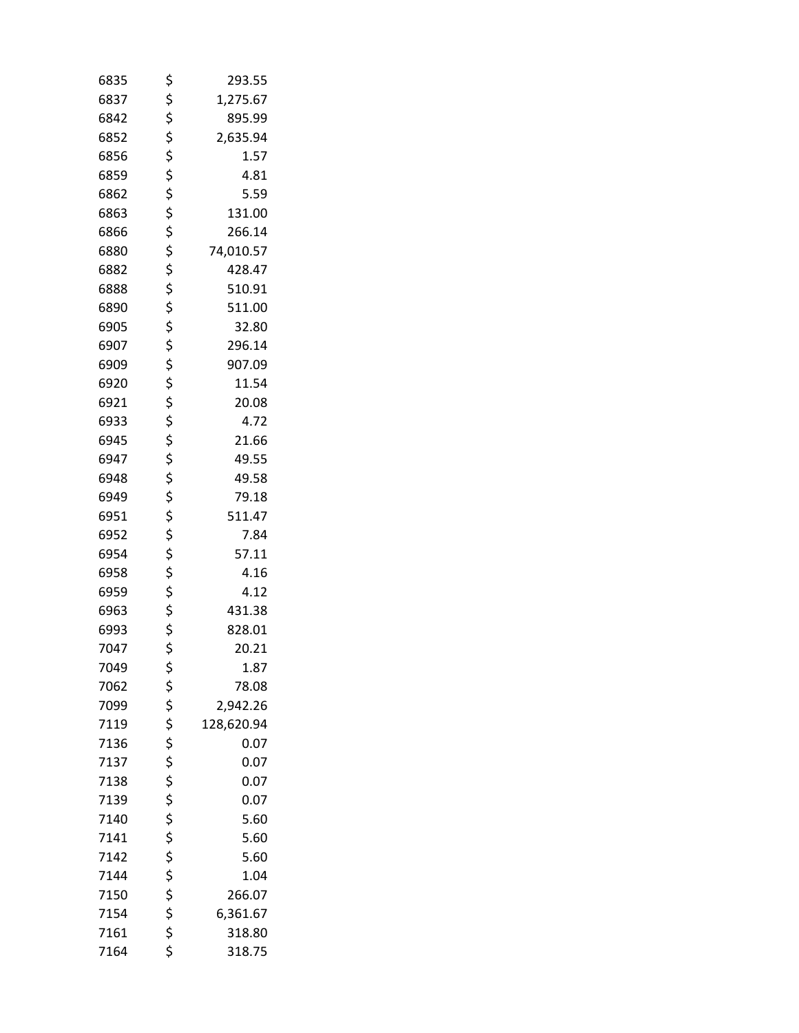| | | |
|---|---|---|
| 6835 | $ | 293.55 |
| 6837 | $ | 1,275.67 |
| 6842 | $ | 895.99 |
| 6852 | $ | 2,635.94 |
| 6856 | $ | 1.57 |
| 6859 | $ | 4.81 |
| 6862 | $ | 5.59 |
| 6863 | $ | 131.00 |
| 6866 | $ | 266.14 |
| 6880 | $ | 74,010.57 |
| 6882 | $ | 428.47 |
| 6888 | $ | 510.91 |
| 6890 | $ | 511.00 |
| 6905 | $ | 32.80 |
| 6907 | $ | 296.14 |
| 6909 | $ | 907.09 |
| 6920 | $ | 11.54 |
| 6921 | $ | 20.08 |
| 6933 | $ | 4.72 |
| 6945 | $ | 21.66 |
| 6947 | $ | 49.55 |
| 6948 | $ | 49.58 |
| 6949 | $ | 79.18 |
| 6951 | $ | 511.47 |
| 6952 | $ | 7.84 |
| 6954 | $ | 57.11 |
| 6958 | $ | 4.16 |
| 6959 | $ | 4.12 |
| 6963 | $ | 431.38 |
| 6993 | $ | 828.01 |
| 7047 | $ | 20.21 |
| 7049 | $ | 1.87 |
| 7062 | $ | 78.08 |
| 7099 | $ | 2,942.26 |
| 7119 | $ | 128,620.94 |
| 7136 | $ | 0.07 |
| 7137 | $ | 0.07 |
| 7138 | $ | 0.07 |
| 7139 | $ | 0.07 |
| 7140 | $ | 5.60 |
| 7141 | $ | 5.60 |
| 7142 | $ | 5.60 |
| 7144 | $ | 1.04 |
| 7150 | $ | 266.07 |
| 7154 | $ | 6,361.67 |
| 7161 | $ | 318.80 |
| 7164 | $ | 318.75 |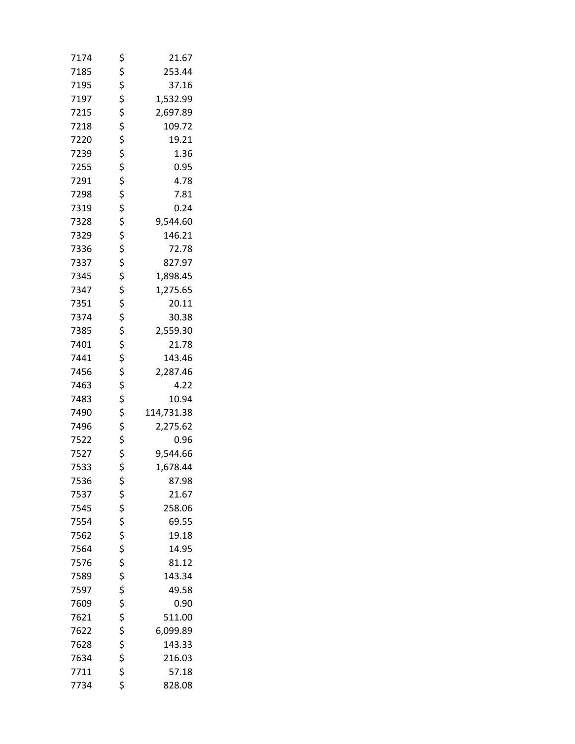| | | |
|---|---|---|
| 7174 | $ | 21.67 |
| 7185 | $ | 253.44 |
| 7195 | $ | 37.16 |
| 7197 | $ | 1,532.99 |
| 7215 | $ | 2,697.89 |
| 7218 | $ | 109.72 |
| 7220 | $ | 19.21 |
| 7239 | $ | 1.36 |
| 7255 | $ | 0.95 |
| 7291 | $ | 4.78 |
| 7298 | $ | 7.81 |
| 7319 | $ | 0.24 |
| 7328 | $ | 9,544.60 |
| 7329 | $ | 146.21 |
| 7336 | $ | 72.78 |
| 7337 | $ | 827.97 |
| 7345 | $ | 1,898.45 |
| 7347 | $ | 1,275.65 |
| 7351 | $ | 20.11 |
| 7374 | $ | 30.38 |
| 7385 | $ | 2,559.30 |
| 7401 | $ | 21.78 |
| 7441 | $ | 143.46 |
| 7456 | $ | 2,287.46 |
| 7463 | $ | 4.22 |
| 7483 | $ | 10.94 |
| 7490 | $ | 114,731.38 |
| 7496 | $ | 2,275.62 |
| 7522 | $ | 0.96 |
| 7527 | $ | 9,544.66 |
| 7533 | $ | 1,678.44 |
| 7536 | $ | 87.98 |
| 7537 | $ | 21.67 |
| 7545 | $ | 258.06 |
| 7554 | $ | 69.55 |
| 7562 | $ | 19.18 |
| 7564 | $ | 14.95 |
| 7576 | $ | 81.12 |
| 7589 | $ | 143.34 |
| 7597 | $ | 49.58 |
| 7609 | $ | 0.90 |
| 7621 | $ | 511.00 |
| 7622 | $ | 6,099.89 |
| 7628 | $ | 143.33 |
| 7634 | $ | 216.03 |
| 7711 | $ | 57.18 |
| 7734 | $ | 828.08 |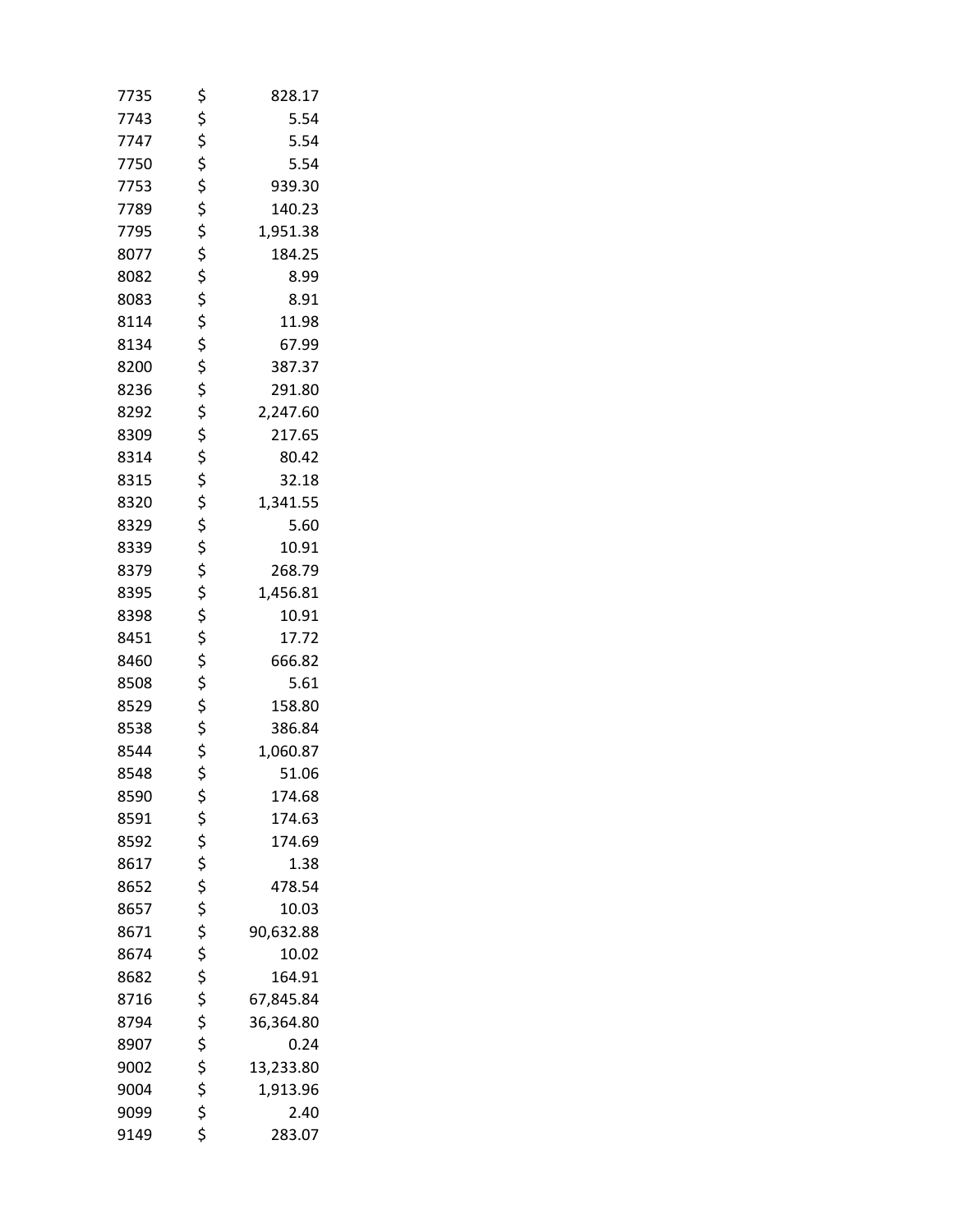| | | |
|---|---|---|
| 7735 | $ | 828.17 |
| 7743 | $ | 5.54 |
| 7747 | $ | 5.54 |
| 7750 | $ | 5.54 |
| 7753 | $ | 939.30 |
| 7789 | $ | 140.23 |
| 7795 | $ | 1,951.38 |
| 8077 | $ | 184.25 |
| 8082 | $ | 8.99 |
| 8083 | $ | 8.91 |
| 8114 | $ | 11.98 |
| 8134 | $ | 67.99 |
| 8200 | $ | 387.37 |
| 8236 | $ | 291.80 |
| 8292 | $ | 2,247.60 |
| 8309 | $ | 217.65 |
| 8314 | $ | 80.42 |
| 8315 | $ | 32.18 |
| 8320 | $ | 1,341.55 |
| 8329 | $ | 5.60 |
| 8339 | $ | 10.91 |
| 8379 | $ | 268.79 |
| 8395 | $ | 1,456.81 |
| 8398 | $ | 10.91 |
| 8451 | $ | 17.72 |
| 8460 | $ | 666.82 |
| 8508 | $ | 5.61 |
| 8529 | $ | 158.80 |
| 8538 | $ | 386.84 |
| 8544 | $ | 1,060.87 |
| 8548 | $ | 51.06 |
| 8590 | $ | 174.68 |
| 8591 | $ | 174.63 |
| 8592 | $ | 174.69 |
| 8617 | $ | 1.38 |
| 8652 | $ | 478.54 |
| 8657 | $ | 10.03 |
| 8671 | $ | 90,632.88 |
| 8674 | $ | 10.02 |
| 8682 | $ | 164.91 |
| 8716 | $ | 67,845.84 |
| 8794 | $ | 36,364.80 |
| 8907 | $ | 0.24 |
| 9002 | $ | 13,233.80 |
| 9004 | $ | 1,913.96 |
| 9099 | $ | 2.40 |
| 9149 | $ | 283.07 |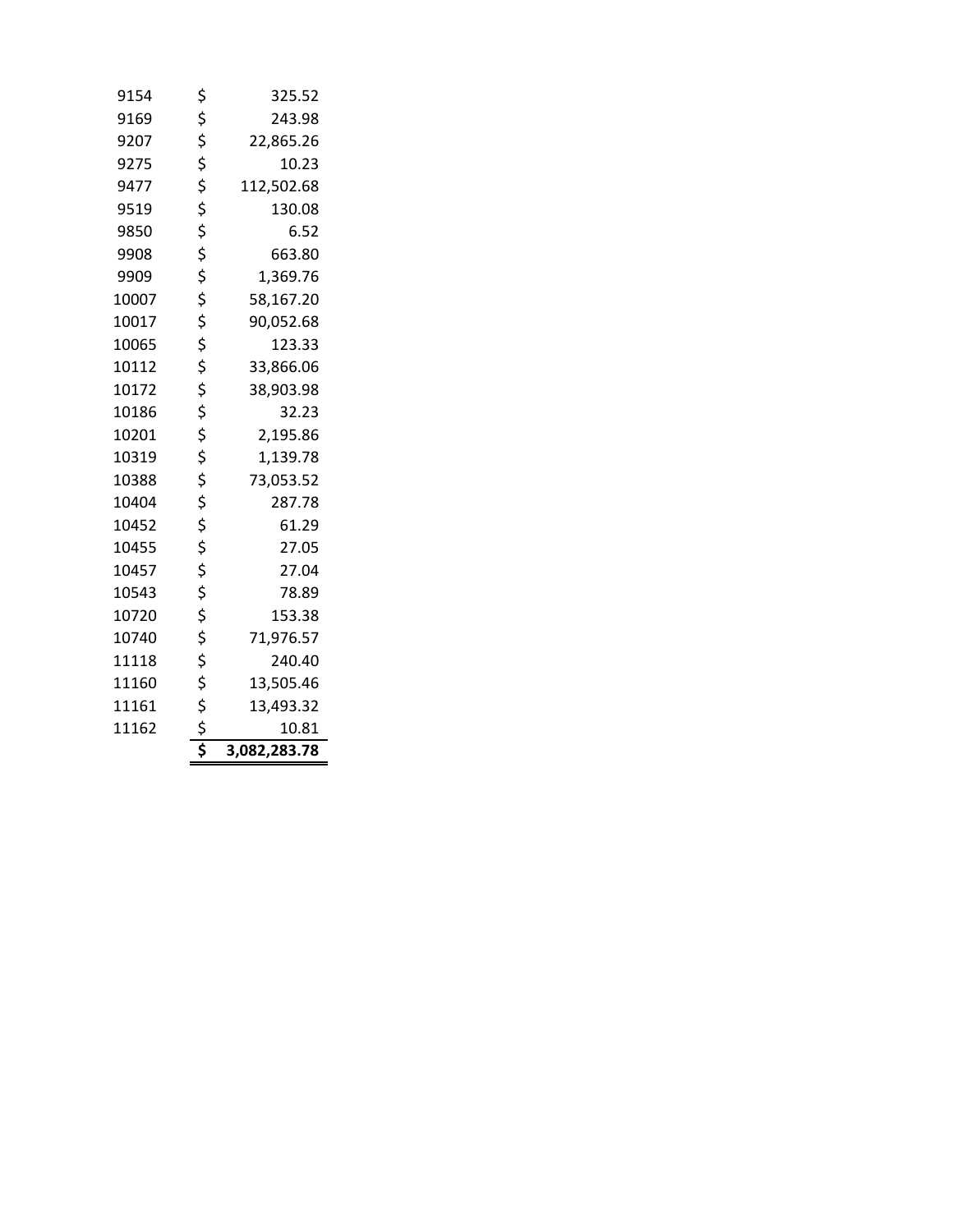| | |
|---|---|
| 9154 | $ 325.52 |
| 9169 | $ 243.98 |
| 9207 | $ 22,865.26 |
| 9275 | $ 10.23 |
| 9477 | $ 112,502.68 |
| 9519 | $ 130.08 |
| 9850 | $ 6.52 |
| 9908 | $ 663.80 |
| 9909 | $ 1,369.76 |
| 10007 | $ 58,167.20 |
| 10017 | $ 90,052.68 |
| 10065 | $ 123.33 |
| 10112 | $ 33,866.06 |
| 10172 | $ 38,903.98 |
| 10186 | $ 32.23 |
| 10201 | $ 2,195.86 |
| 10319 | $ 1,139.78 |
| 10388 | $ 73,053.52 |
| 10404 | $ 287.78 |
| 10452 | $ 61.29 |
| 10455 | $ 27.05 |
| 10457 | $ 27.04 |
| 10543 | $ 78.89 |
| 10720 | $ 153.38 |
| 10740 | $ 71,976.57 |
| 11118 | $ 240.40 |
| 11160 | $ 13,505.46 |
| 11161 | $ 13,493.32 |
| 11162 | $ 10.81 |
| | **$ 3,082,283.78** |